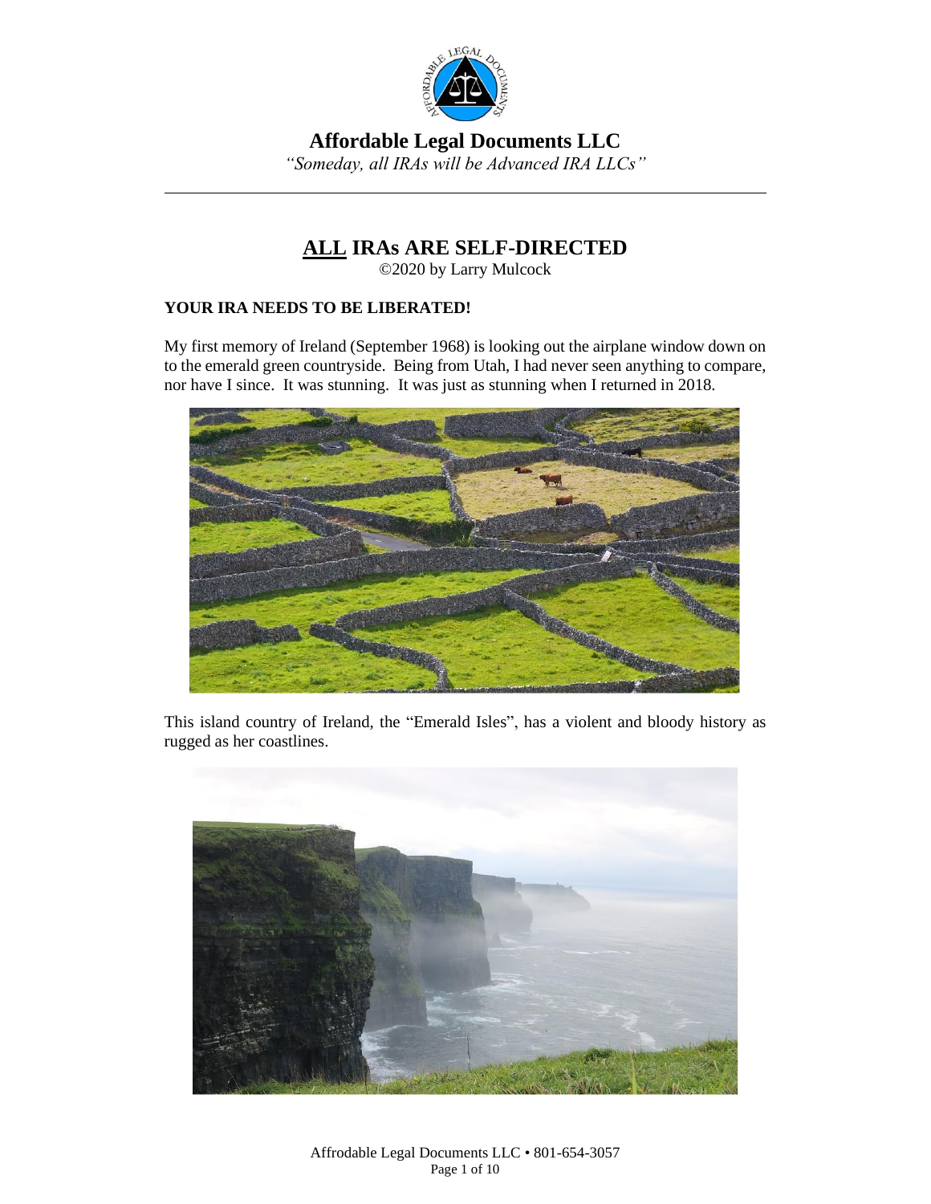**Affordable Legal Documents LLC**

*"Someday, all IRAs will be Advanced IRA LLCs"*

# ALL IRAs ARE SELF-DIRECTED

©2020 by Larry Mulcock

## YOUR IRA NEEDS TO BE LIBERATED!

My first memory of Ireland (September 1968) is looking out the airplane window down on to the emerald green countryside. Being from Utah, I had never seen anything to compare, nor have I since. It was stunning. It was just as stunning when I returned in 2018.

This island country of Ireland, the "Emerald Isles", has a violent and bloody history as rugged as her coastlines.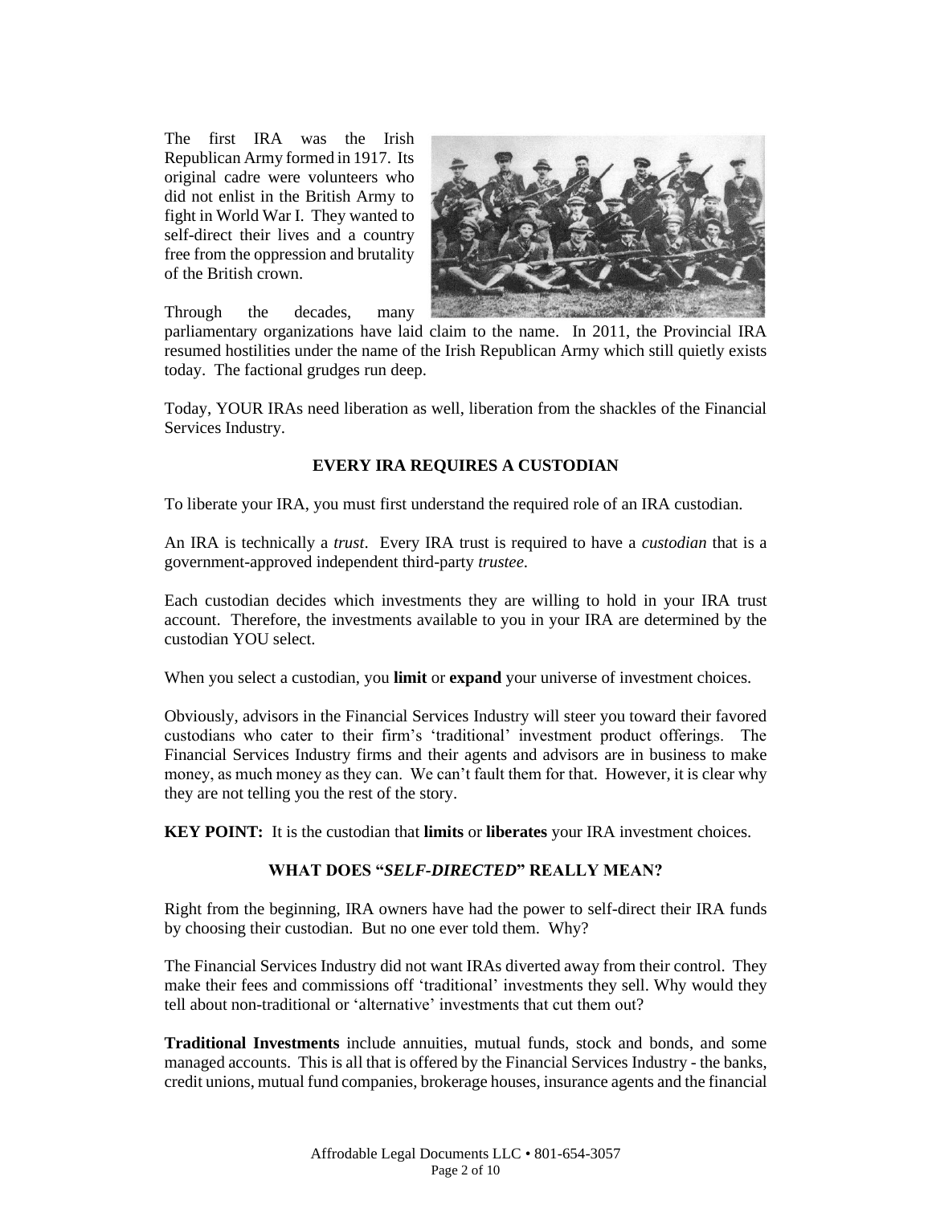The first IRA was the Irish Republican Army formed in 1917. Its original cadre were volunteers who did not enlist in the British Army to fight in World War I. They wanted to self-direct their lives and a country free from the oppression and brutality of the British crown.

Through the decades, many parliamentary organizations have laid claim to the name. In 2011, the Provincial IRA resumed hostilities under the name of the Irish Republican Army which still quietly exists today. The factional grudges run deep.

Today, YOUR IRAs need liberation as well, liberation from the shackles of the Financial Services Industry.

## EVERY IRA REQUIRES A CUSTODIAN

To liberate your IRA, you must first understand the required role of an IRA custodian.

An IRA is technically a *trust*. Every IRA trust is required to have a *custodian* that is a government-approved independent third-party *trustee.*

Each custodian decides which investments they are willing to hold in your IRA trust account. Therefore, the investments available to you in your IRA are determined by the custodian YOU select.

When you select a custodian, you **limit** or **expand** your universe of investment choices.

Obviously, advisors in the Financial Services Industry will steer you toward their favored custodians who cater to their firm's 'traditional' investment product offerings. The Financial Services Industry firms and their agents and advisors are in business to make money, as much money as they can. We can't fault them for that. However, it is clear why they are not telling you the rest of the story.

**KEY POINT:** It is the custodian that **limits** or **liberates** your IRA investment choices.

## WHAT DOES "*SELF-DIRECTED*" REALLY MEAN?

Right from the beginning, IRA owners have had the power to self-direct their IRA funds by choosing their custodian. But no one ever told them. Why?

The Financial Services Industry did not want IRAs diverted away from their control. They make their fees and commissions off 'traditional' investments they sell. Why would they tell about non-traditional or 'alternative' investments that cut them out?

**Traditional Investments** include annuities, mutual funds, stock and bonds, and some managed accounts. This is all that is offered by the Financial Services Industry - the banks, credit unions, mutual fund companies, brokerage houses, insurance agents and the financial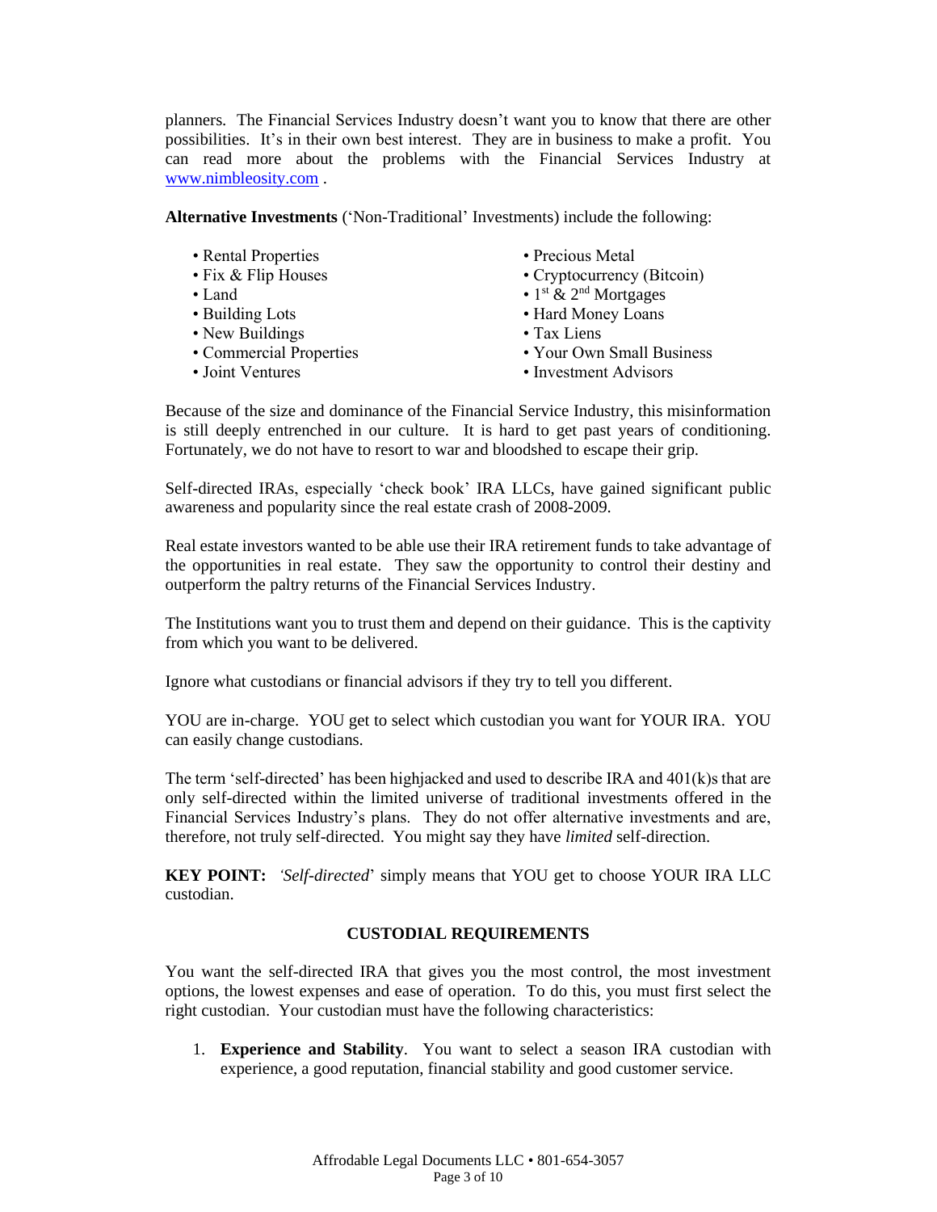planners. The Financial Services Industry doesn't want you to know that there are other possibilities. It's in their own best interest. They are in business to make a profit. You can read more about the problems with the Financial Services Industry at [www.nimbleosity.com](www.nimbleosity.com) .

**Alternative Investments** ('Non-Traditional' Investments) include the following:

- Rental Properties
- Fix & Flip Houses
- Land
- Building Lots
- New Buildings
- Commercial Properties
- Joint Ventures
- Precious Metal
- Cryptocurrency (Bitcoin)
- 1st & 2nd Mortgages
- Hard Money Loans
- Tax Liens
- Your Own Small Business
- Investment Advisors

Because of the size and dominance of the Financial Service Industry, this misinformation is still deeply entrenched in our culture. It is hard to get past years of conditioning. Fortunately, we do not have to resort to war and bloodshed to escape their grip.

Self-directed IRAs, especially 'check book' IRA LLCs, have gained significant public awareness and popularity since the real estate crash of 2008-2009.

Real estate investors wanted to be able use their IRA retirement funds to take advantage of the opportunities in real estate. They saw the opportunity to control their destiny and outperform the paltry returns of the Financial Services Industry.

The Institutions want you to trust them and depend on their guidance. This is the captivity from which you want to be delivered.

Ignore what custodians or financial advisors if they try to tell you different.

YOU are in-charge. YOU get to select which custodian you want for YOUR IRA. YOU can easily change custodians.

The term 'self-directed' has been highjacked and used to describe IRA and 401(k)s that are only self-directed within the limited universe of traditional investments offered in the Financial Services Industry's plans. They do not offer alternative investments and are, therefore, not truly self-directed. You might say they have *limited* self-direction.

**KEY POINT:** *'Self-directed*' simply means that YOU get to choose YOUR IRA LLC custodian.

## CUSTODIAL REQUIREMENTS

You want the self-directed IRA that gives you the most control, the most investment options, the lowest expenses and ease of operation. To do this, you must first select the right custodian. Your custodian must have the following characteristics:

1. **Experience and Stability**. You want to select a season IRA custodian with experience, a good reputation, financial stability and good customer service.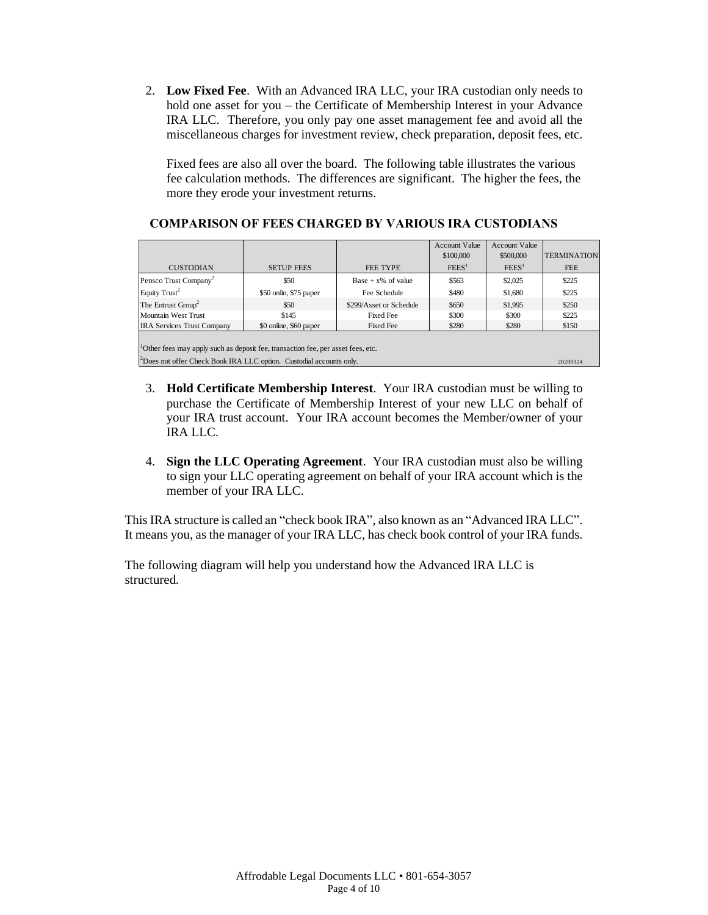2. **Low Fixed Fee**. With an Advanced IRA LLC, your IRA custodian only needs to hold one asset for you – the Certificate of Membership Interest in your Advance IRA LLC. Therefore, you only pay one asset management fee and avoid all the miscellaneous charges for investment review, check preparation, deposit fees, etc.

   Fixed fees are also all over the board. The following table illustrates the various fee calculation methods. The differences are significant. The higher the fees, the more they erode your investment returns.

**COMPARISON OF FEES CHARGED BY VARIOUS IRA CUSTODIANS**

| CUSTODIAN | SETUP FEES | FEE TYPE | Account Value $100,000 FEES[1] | Account Value $500,000 FEES[1] | TERMINATION FEE |
|---|---|---|---|---|---|
| Pensco Trust Company[2] | $50 | Base + x% of value | $563 | $2,025 | $225 |
| Equity Trust[2] | $50 onlin, $75 paper | Fee Schedule | $480 | $1,680 | $225 |
| The Entrust Group[2] | $50 | $299/Asset or Schedule | $650 | $1,995 | $250 |
| Mountain West Trust | $145 | Fixed Fee | $300 | $300 | $225 |
| IRA Services Trust Company | $0 online, $60 paper | Fixed Fee | $280 | $280 | $150 |

[1]Other fees may apply such as deposit fee, transaction fee, per asset fees, etc.

[2]Does not offer Check Book IRA LLC option. Custodial accounts only.

20200324

3. **Hold Certificate Membership Interest**. Your IRA custodian must be willing to purchase the Certificate of Membership Interest of your new LLC on behalf of your IRA trust account. Your IRA account becomes the Member/owner of your IRA LLC.

4. **Sign the LLC Operating Agreement**. Your IRA custodian must also be willing to sign your LLC operating agreement on behalf of your IRA account which is the member of your IRA LLC.

This IRA structure is called an "check book IRA", also known as an "Advanced IRA LLC". It means you, as the manager of your IRA LLC, has check book control of your IRA funds.

The following diagram will help you understand how the Advanced IRA LLC is structured.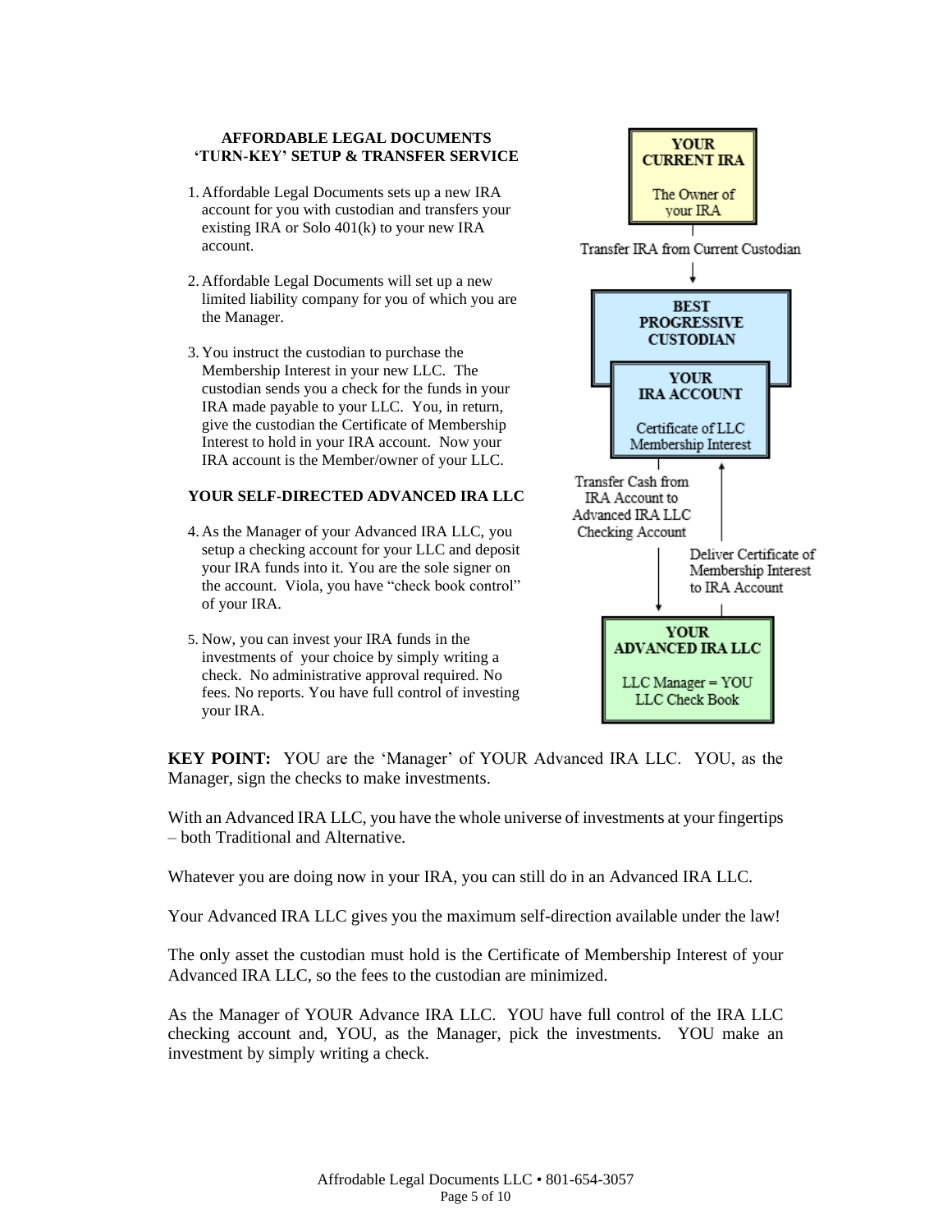**AFFORDABLE LEGAL DOCUMENTS**
**'TURN-KEY' SETUP & TRANSFER SERVICE**

1. Affordable Legal Documents sets up a new IRA account for you with custodian and transfers your existing IRA or Solo 401(k) to your new IRA account.

2. Affordable Legal Documents will set up a new limited liability company for you of which you are the Manager.

3. You instruct the custodian to purchase the Membership Interest in your new LLC. The custodian sends you a check for the funds in your IRA made payable to your LLC. You, in return, give the custodian the Certificate of Membership Interest to hold in your IRA account. Now your IRA account is the Member/owner of your LLC.

**YOUR SELF-DIRECTED ADVANCED IRA LLC**

4. As the Manager of your Advanced IRA LLC, you setup a checking account for your LLC and deposit your IRA funds into it. You are the sole signer on the account. Viola, you have "check book control" of your IRA.

5. Now, you can invest your IRA funds in the investments of your choice by simply writing a check. No administrative approval required. No fees. No reports. You have full control of investing your IRA.

YOUR CURRENT IRA

The Owner of your IRA

Transfer IRA from Current Custodian

BEST PROGRESSIVE CUSTODIAN

YOUR IRA ACCOUNT

Certificate of LLC Membership Interest

Transfer Cash from IRA Account to Advanced IRA LLC Checking Account

Deliver Certificate of Membership Interest to IRA Account

YOUR ADVANCED IRA LLC

LLC Manager = YOU
LLC Check Book

**KEY POINT:** YOU are the 'Manager' of YOUR Advanced IRA LLC. YOU, as the Manager, sign the checks to make investments.

With an Advanced IRA LLC, you have the whole universe of investments at your fingertips – both Traditional and Alternative.

Whatever you are doing now in your IRA, you can still do in an Advanced IRA LLC.

Your Advanced IRA LLC gives you the maximum self-direction available under the law!

The only asset the custodian must hold is the Certificate of Membership Interest of your Advanced IRA LLC, so the fees to the custodian are minimized.

As the Manager of YOUR Advance IRA LLC. YOU have full control of the IRA LLC checking account and, YOU, as the Manager, pick the investments. YOU make an investment by simply writing a check.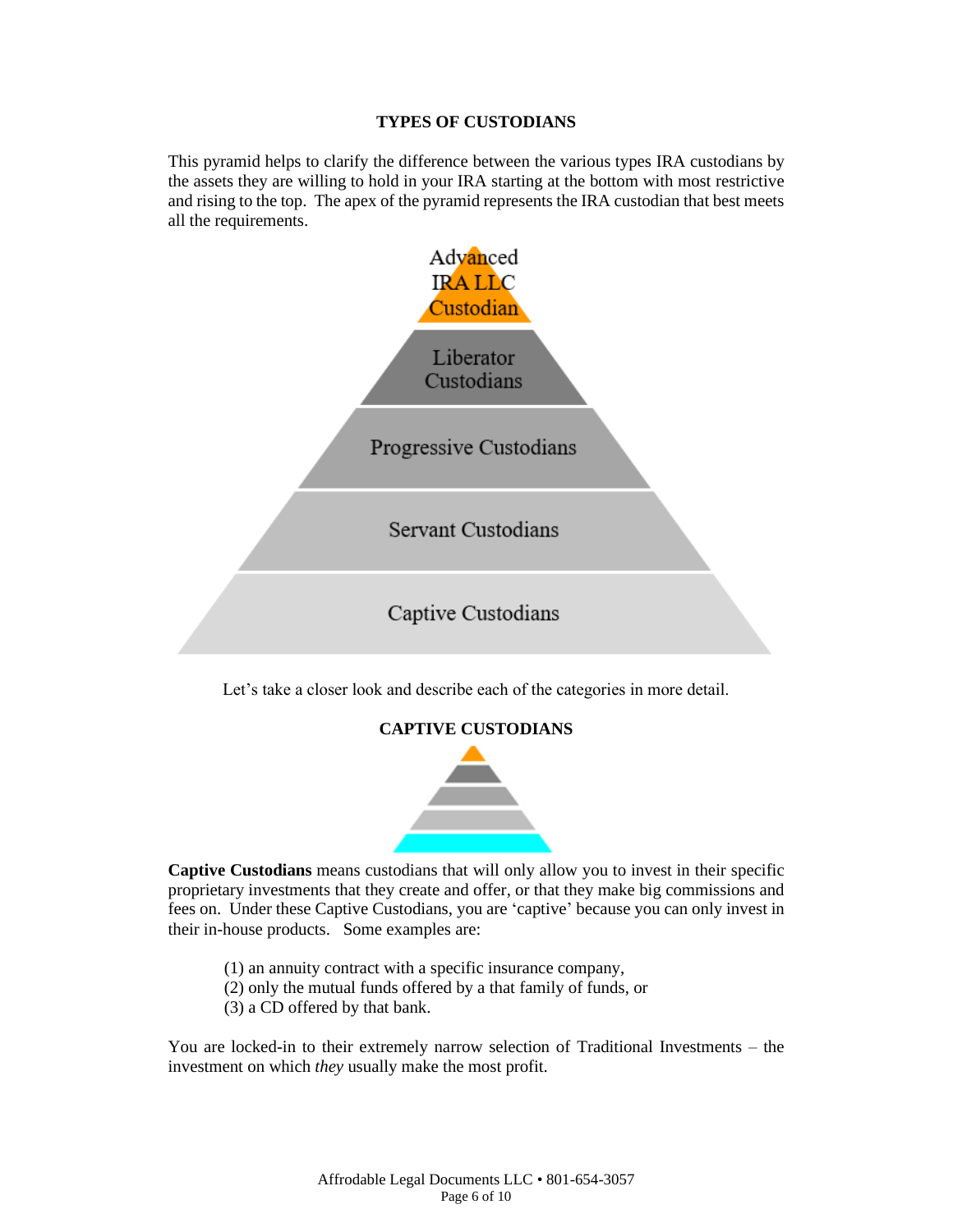## TYPES OF CUSTODIANS

This pyramid helps to clarify the difference between the various types IRA custodians by the assets they are willing to hold in your IRA starting at the bottom with most restrictive and rising to the top. The apex of the pyramid represents the IRA custodian that best meets all the requirements.

Advanced IRA LLC Custodian

Liberator Custodians

Progressive Custodians

Servant Custodians

Captive Custodians

Let's take a closer look and describe each of the categories in more detail.

### CAPTIVE CUSTODIANS

**Captive Custodians** means custodians that will only allow you to invest in their specific proprietary investments that they create and offer, or that they make big commissions and fees on. Under these Captive Custodians, you are 'captive' because you can only invest in their in-house products. Some examples are:

(1) an annuity contract with a specific insurance company,
(2) only the mutual funds offered by a that family of funds, or
(3) a CD offered by that bank.

You are locked-in to their extremely narrow selection of Traditional Investments – the investment on which *they* usually make the most profit.

Affrodable Legal Documents LLC • 801-654-3057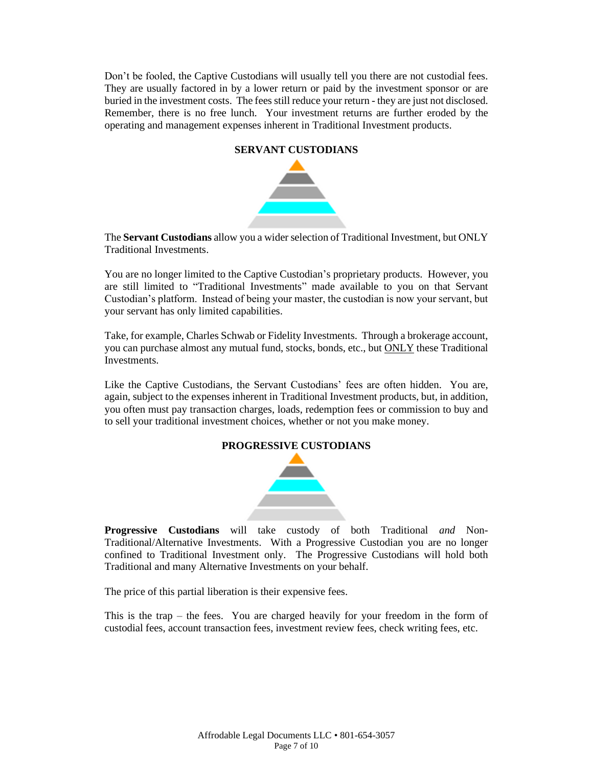Don't be fooled, the Captive Custodians will usually tell you there are not custodial fees. They are usually factored in by a lower return or paid by the investment sponsor or are buried in the investment costs. The fees still reduce your return - they are just not disclosed. Remember, there is no free lunch. Your investment returns are further eroded by the operating and management expenses inherent in Traditional Investment products.

**SERVANT CUSTODIANS**

The **Servant Custodians** allow you a wider selection of Traditional Investment, but ONLY Traditional Investments.

You are no longer limited to the Captive Custodian's proprietary products. However, you are still limited to "Traditional Investments" made available to you on that Servant Custodian's platform. Instead of being your master, the custodian is now your servant, but your servant has only limited capabilities.

Take, for example, Charles Schwab or Fidelity Investments. Through a brokerage account, you can purchase almost any mutual fund, stocks, bonds, etc., but ONLY these Traditional Investments.

Like the Captive Custodians, the Servant Custodians' fees are often hidden. You are, again, subject to the expenses inherent in Traditional Investment products, but, in addition, you often must pay transaction charges, loads, redemption fees or commission to buy and to sell your traditional investment choices, whether or not you make money.

**PROGRESSIVE CUSTODIANS**

**Progressive Custodians** will take custody of both Traditional *and* Non-Traditional/Alternative Investments. With a Progressive Custodian you are no longer confined to Traditional Investment only. The Progressive Custodians will hold both Traditional and many Alternative Investments on your behalf.

The price of this partial liberation is their expensive fees.

This is the trap – the fees. You are charged heavily for your freedom in the form of custodial fees, account transaction fees, investment review fees, check writing fees, etc.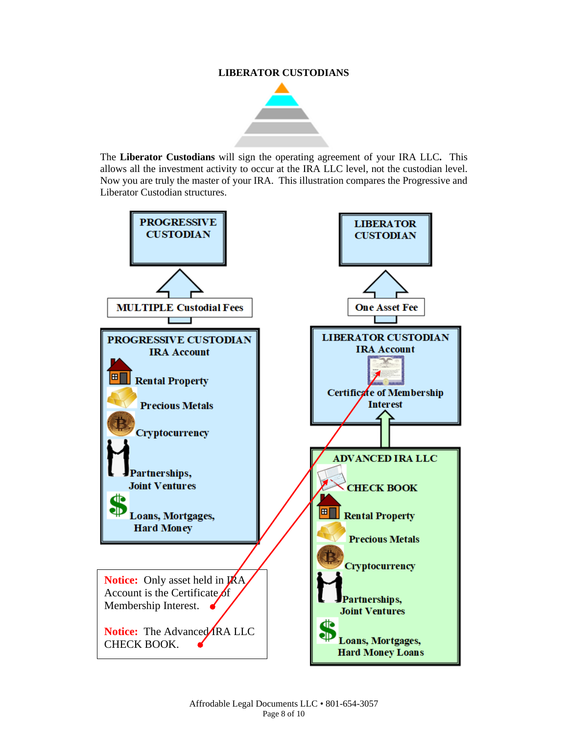## LIBERATOR CUSTODIANS

The **Liberator Custodians** will sign the operating agreement of your IRA LLC**.** This allows all the investment activity to occur at the IRA LLC level, not the custodian level. Now you are truly the master of your IRA. This illustration compares the Progressive and Liberator Custodian structures.

PROGRESSIVE CUSTODIAN

MULTIPLE Custodial Fees

PROGRESSIVE CUSTODIAN
IRA Account

Rental Property

Precious Metals

Cryptocurrency

Partnerships,
Joint Ventures

Loans, Mortgages,
Hard Money

LIBERATOR CUSTODIAN

One Asset Fee

LIBERATOR CUSTODIAN
IRA Account

Certificate of Membership
Interest

ADVANCED IRA LLC

CHECK BOOK

Rental Property

Precious Metals

Cryptocurrency

Partnerships,
Joint Ventures

Loans, Mortgages,
Hard Money Loans

**Notice:** Only asset held in IRA Account is the Certificate of Membership Interest.

**Notice:** The Advanced IRA LLC CHECK BOOK.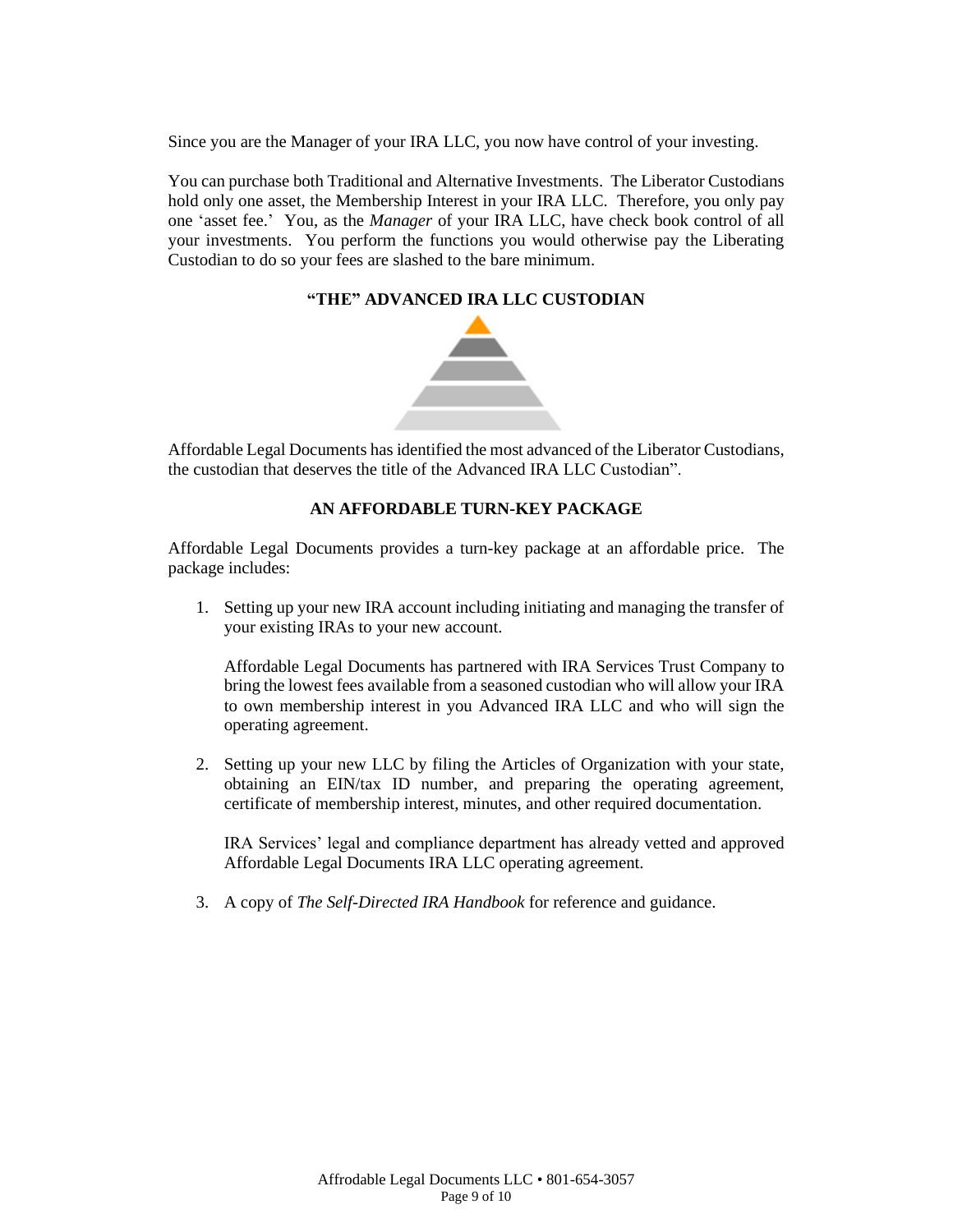Since you are the Manager of your IRA LLC, you now have control of your investing.

You can purchase both Traditional and Alternative Investments. The Liberator Custodians hold only one asset, the Membership Interest in your IRA LLC. Therefore, you only pay one 'asset fee.' You, as the *Manager* of your IRA LLC, have check book control of all your investments. You perform the functions you would otherwise pay the Liberating Custodian to do so your fees are slashed to the bare minimum.

## "THE" ADVANCED IRA LLC CUSTODIAN

Affordable Legal Documents has identified the most advanced of the Liberator Custodians, the custodian that deserves the title of the Advanced IRA LLC Custodian".

## AN AFFORDABLE TURN-KEY PACKAGE

Affordable Legal Documents provides a turn-key package at an affordable price. The package includes:

1. Setting up your new IRA account including initiating and managing the transfer of your existing IRAs to your new account.

   Affordable Legal Documents has partnered with IRA Services Trust Company to bring the lowest fees available from a seasoned custodian who will allow your IRA to own membership interest in you Advanced IRA LLC and who will sign the operating agreement.

2. Setting up your new LLC by filing the Articles of Organization with your state, obtaining an EIN/tax ID number, and preparing the operating agreement, certificate of membership interest, minutes, and other required documentation.

   IRA Services' legal and compliance department has already vetted and approved Affordable Legal Documents IRA LLC operating agreement.

3. A copy of *The Self-Directed IRA Handbook* for reference and guidance.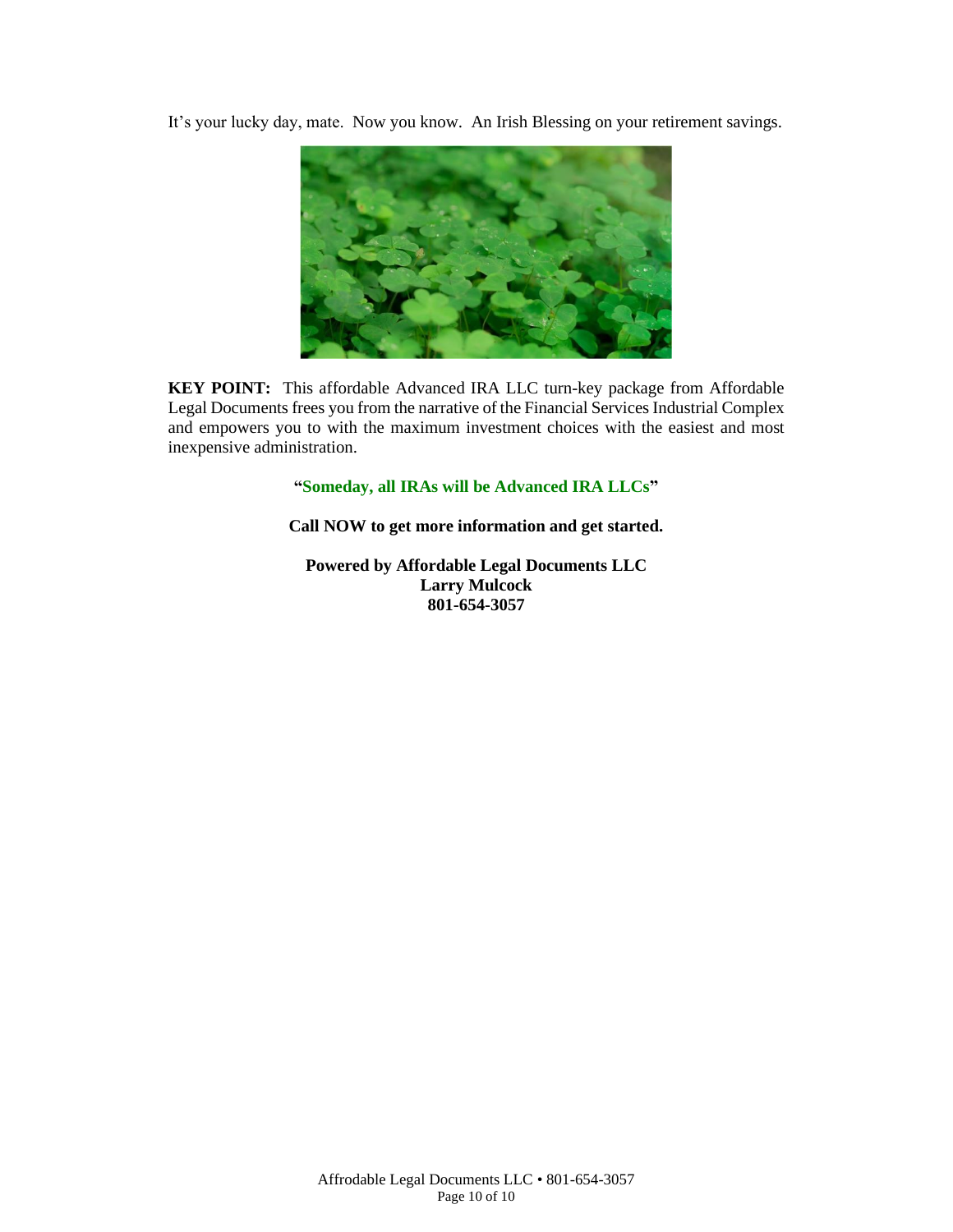It's your lucky day, mate.  Now you know.  An Irish Blessing on your retirement savings.

**KEY POINT:** This affordable Advanced IRA LLC turn-key package from Affordable Legal Documents frees you from the narrative of the Financial Services Industrial Complex and empowers you to with the maximum investment choices with the easiest and most inexpensive administration.

**"Someday, all IRAs will be Advanced IRA LLCs"**

**Call NOW to get more information and get started.**

**Powered by Affordable Legal Documents LLC**
**Larry Mulcock**
**801-654-3057**